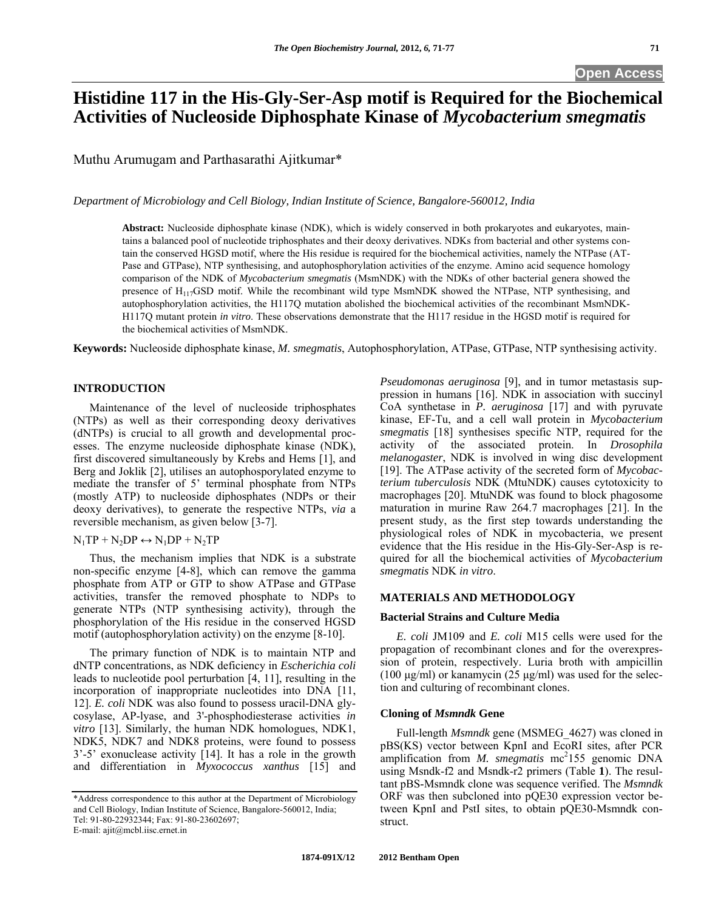# Histidine 117 in the His-Gly-Ser-Asp motif is Required for the Biochemical Activities of Nucleoside Diphosphate Kinase of *Mycobacterium smegmatis*

Muthu Arumugam and Parthasarathi Ajitkumar*

*Department of Microbiology and Cell Biology, Indian Institute of Science, Bangalore-560012, India*

**Abstract:** Nucleoside diphosphate kinase (NDK), which is widely conserved in both prokaryotes and eukaryotes, maintains a balanced pool of nucleotide triphosphates and their deoxy derivatives. NDKs from bacterial and other systems contain the conserved HGSD motif, where the His residue is required for the biochemical activities, namely the NTPase (ATPase and GTPase), NTP synthesising, and autophosphorylation activities of the enzyme. Amino acid sequence homology comparison of the NDK of *Mycobacterium smegmatis* (MsmNDK) with the NDKs of other bacterial genera showed the presence of $H_{117}$GSD motif. While the recombinant wild type MsmNDK showed the NTPase, NTP synthesising, and autophosphorylation activities, the H117Q mutation abolished the biochemical activities of the recombinant MsmNDK-H117Q mutant protein *in vitro*. These observations demonstrate that the H117 residue in the HGSD motif is required for the biochemical activities of MsmNDK.

**Keywords:** Nucleoside diphosphate kinase, *M. smegmatis*, Autophosphorylation, ATPase, GTPase, NTP synthesising activity.

## INTRODUCTION

Maintenance of the level of nucleoside triphosphates (NTPs) as well as their corresponding deoxy derivatives (dNTPs) is crucial to all growth and developmental processes. The enzyme nucleoside diphosphate kinase (NDK), first discovered simultaneously by Krebs and Hems [1], and Berg and Joklik [2], utilises an autophosporylated enzyme to mediate the transfer of 5' terminal phosphate from NTPs (mostly ATP) to nucleoside diphosphates (NDPs or their deoxy derivatives), to generate the respective NTPs, *via* a reversible mechanism, as given below [3-7].

$$N_1TP + N_2DP \leftrightarrow N_1DP + N_2TP$$

Thus, the mechanism implies that NDK is a substrate non-specific enzyme [4-8], which can remove the gamma phosphate from ATP or GTP to show ATPase and GTPase activities, transfer the removed phosphate to NDPs to generate NTPs (NTP synthesising activity), through the phosphorylation of the His residue in the conserved HGSD motif (autophosphorylation activity) on the enzyme [8-10].

The primary function of NDK is to maintain NTP and dNTP concentrations, as NDK deficiency in *Escherichia coli* leads to nucleotide pool perturbation [4, 11], resulting in the incorporation of inappropriate nucleotides into DNA [11, 12]. *E. coli* NDK was also found to possess uracil-DNA glycosylase, AP-lyase, and 3'-phosphodiesterase activities *in vitro* [13]. Similarly, the human NDK homologues, NDK1, NDK5, NDK7 and NDK8 proteins, were found to possess 3'-5' exonuclease activity [14]. It has a role in the growth and differentiation in *Myxococcus xanthus* [15] and *Pseudomonas aeruginosa* [9], and in tumor metastasis suppression in humans [16]. NDK in association with succinyl CoA synthetase in *P. aeruginosa* [17] and with pyruvate kinase, EF-Tu, and a cell wall protein in *Mycobacterium smegmatis* [18] synthesises specific NTP, required for the activity of the associated protein. In *Drosophila melanogaster*, NDK is involved in wing disc development [19]. The ATPase activity of the secreted form of *Mycobacterium tuberculosis* NDK (MtuNDK) causes cytotoxicity to macrophages [20]. MtuNDK was found to block phagosome maturation in murine Raw 264.7 macrophages [21]. In the present study, as the first step towards understanding the physiological roles of NDK in mycobacteria, we present evidence that the His residue in the His-Gly-Ser-Asp is required for all the biochemical activities of *Mycobacterium smegmatis* NDK *in vitro*.

## MATERIALS AND METHODOLOGY

### Bacterial Strains and Culture Media

*E. coli* JM109 and *E. coli* M15 cells were used for the propagation of recombinant clones and for the overexpression of protein, respectively. Luria broth with ampicillin (100 μg/ml) or kanamycin (25 μg/ml) was used for the selection and culturing of recombinant clones.

### Cloning of *Msmndk* Gene

Full-length *Msmndk* gene (MSMEG_4627) was cloned in pBS(KS) vector between KpnI and EcoRI sites, after PCR amplification from *M. smegmatis* $mc^2155$ genomic DNA using Msndk-f2 and Msndk-r2 primers (Table **1**). The resultant pBS-Msmndk clone was sequence verified. The *Msmndk* ORF was then subcloned into pQE30 expression vector between KpnI and PstI sites, to obtain pQE30-Msmndk construct.

*Address correspondence to this author at the Department of Microbiology and Cell Biology, Indian Institute of Science, Bangalore-560012, India; Tel: 91-80-22932344; Fax: 91-80-23602697; E-mail: ajit@mcbl.iisc.ernet.in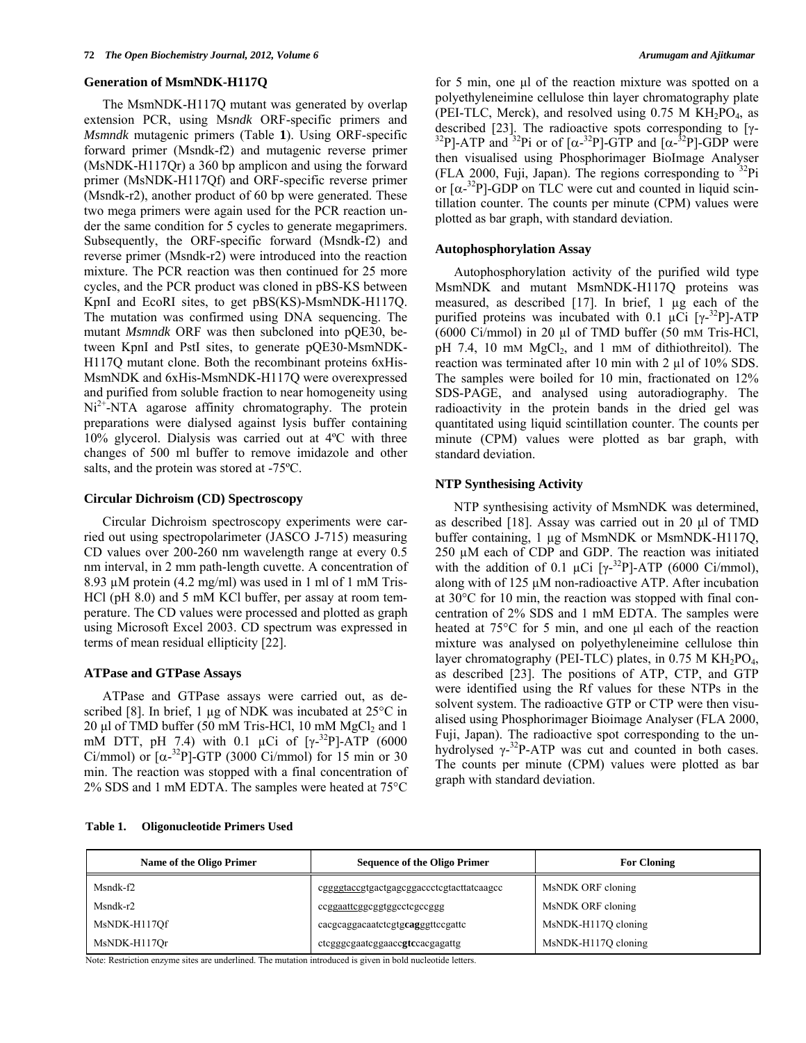### Generation of MsmNDK-H117Q

The MsmNDK-H117Q mutant was generated by overlap extension PCR, using Ms*ndk* ORF-specific primers and *Msmndk* mutagenic primers (Table **1**). Using ORF-specific forward primer (Msndk-f2) and mutagenic reverse primer (MsNDK-H117Qr) a 360 bp amplicon and using the forward primer (MsNDK-H117Qf) and ORF-specific reverse primer (Msndk-r2), another product of 60 bp were generated. These two mega primers were again used for the PCR reaction under the same condition for 5 cycles to generate megaprimers. Subsequently, the ORF-specific forward (Msndk-f2) and reverse primer (Msndk-r2) were introduced into the reaction mixture. The PCR reaction was then continued for 25 more cycles, and the PCR product was cloned in pBS-KS between KpnI and EcoRI sites, to get pBS(KS)-MsmNDK-H117Q. The mutation was confirmed using DNA sequencing. The mutant *Msmndk* ORF was then subcloned into pQE30, between KpnI and PstI sites, to generate pQE30-MsmNDK-H117Q mutant clone. Both the recombinant proteins 6xHis-MsmNDK and 6xHis-MsmNDK-H117Q were overexpressed and purified from soluble fraction to near homogeneity using $Ni^{2+}$-NTA agarose affinity chromatography. The protein preparations were dialysed against lysis buffer containing 10% glycerol. Dialysis was carried out at 4ºC with three changes of 500 ml buffer to remove imidazole and other salts, and the protein was stored at -75ºC.

### Circular Dichroism (CD) Spectroscopy

Circular Dichroism spectroscopy experiments were carried out using spectropolarimeter (JASCO J-715) measuring CD values over 200-260 nm wavelength range at every 0.5 nm interval, in 2 mm path-length cuvette. A concentration of 8.93 µM protein (4.2 mg/ml) was used in 1 ml of 1 mM Tris-HCl (pH 8.0) and 5 mM KCl buffer, per assay at room temperature. The CD values were processed and plotted as graph using Microsoft Excel 2003. CD spectrum was expressed in terms of mean residual ellipticity [22].

### ATPase and GTPase Assays

ATPase and GTPase assays were carried out, as described [8]. In brief, 1 µg of NDK was incubated at 25°C in 20 µl of TMD buffer (50 mM Tris-HCl, 10 mM $MgCl_2$ and 1 mM DTT, pH 7.4) with 0.1 µCi of [γ-$^{32}$P]-ATP (6000 Ci/mmol) or [α-$^{32}$P]-GTP (3000 Ci/mmol) for 15 min or 30 min. The reaction was stopped with a final concentration of 2% SDS and 1 mM EDTA. The samples were heated at 75°C for 5 min, one µl of the reaction mixture was spotted on a polyethyleneimine cellulose thin layer chromatography plate (PEI-TLC, Merck), and resolved using 0.75 M $KH_2PO_4$, as described [23]. The radioactive spots corresponding to [γ-$^{32}$P]-ATP and $^{32}$Pi or of [α-$^{32}$P]-GTP and [α-$^{32}$P]-GDP were then visualised using Phosphorimager BioImage Analyser (FLA 2000, Fuji, Japan). The regions corresponding to $^{32}$Pi or [α-$^{32}$P]-GDP on TLC were cut and counted in liquid scintillation counter. The counts per minute (CPM) values were plotted as bar graph, with standard deviation.

### Autophosphorylation Assay

Autophosphorylation activity of the purified wild type MsmNDK and mutant MsmNDK-H117Q proteins was measured, as described [17]. In brief, 1 µg each of the purified proteins was incubated with 0.1 µCi [γ-$^{32}$P]-ATP (6000 Ci/mmol) in 20 µl of TMD buffer (50 mM Tris-HCl, pH 7.4, 10 mM $MgCl_2$, and 1 mM of dithiothreitol). The reaction was terminated after 10 min with 2 µl of 10% SDS. The samples were boiled for 10 min, fractionated on 12% SDS-PAGE, and analysed using autoradiography. The radioactivity in the protein bands in the dried gel was quantitated using liquid scintillation counter. The counts per minute (CPM) values were plotted as bar graph, with standard deviation.

### NTP Synthesising Activity

NTP synthesising activity of MsmNDK was determined, as described [18]. Assay was carried out in 20 µl of TMD buffer containing, 1 µg of MsmNDK or MsmNDK-H117Q, 250 µM each of CDP and GDP. The reaction was initiated with the addition of 0.1 µCi [γ-$^{32}$P]-ATP (6000 Ci/mmol), along with of 125 µM non-radioactive ATP. After incubation at 30°C for 10 min, the reaction was stopped with final concentration of 2% SDS and 1 mM EDTA. The samples were heated at 75°C for 5 min, and one µl each of the reaction mixture was analysed on polyethyleneimine cellulose thin layer chromatography (PEI-TLC) plates, in 0.75 M $KH_2PO_4$, as described [23]. The positions of ATP, CTP, and GTP were identified using the Rf values for these NTPs in the solvent system. The radioactive GTP or CTP were then visualised using Phosphorimager Bioimage Analyser (FLA 2000, Fuji, Japan). The radioactive spot corresponding to the unhydrolysed γ-$^{32}$P-ATP was cut and counted in both cases. The counts per minute (CPM) values were plotted as bar graph with standard deviation.

**Table 1. Oligonucleotide Primers Used**

| Name of the Oligo Primer | Sequence of the Oligo Primer | For Cloning |
|---|---|---|
| Msndk-f2 | cgggggtaccgtgactgagcggaccctcgtacttatcaagcc | MsNDK ORF cloning |
| Msndk-r2 | ccggaattcggcggtggcctcgccggg | MsNDK ORF cloning |
| MsNDK-H117Qf | cacgcaggacaatctcgtg**cag**ggttccgattc | MsNDK-H117Q cloning |
| MsNDK-H117Qr | ctcgggcgaatcggaacc**gtc**cacgagattg | MsNDK-H117Q cloning |

Note: Restriction enzyme sites are underlined. The mutation introduced is given in bold nucleotide letters.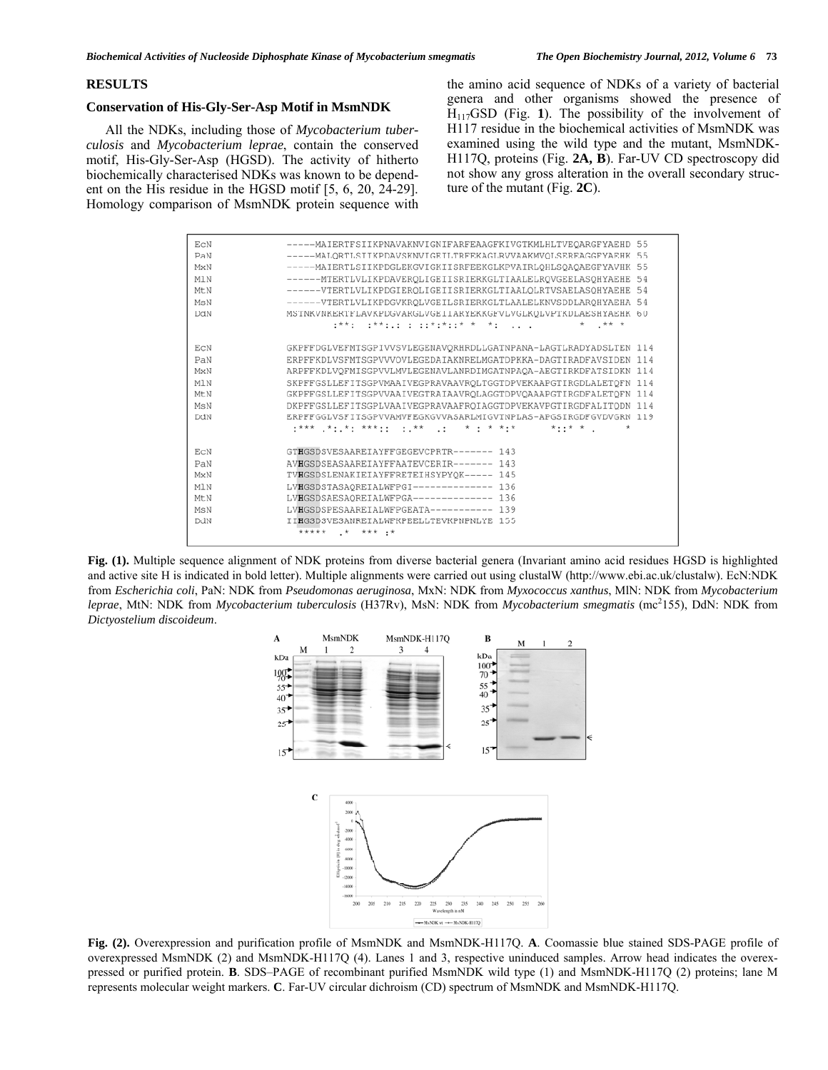## RESULTS

### Conservation of His-Gly-Ser-Asp Motif in MsmNDK

All the NDKs, including those of *Mycobacterium tuberculosis* and *Mycobacterium leprae*, contain the conserved motif, His-Gly-Ser-Asp (HGSD). The activity of hitherto biochemically characterised NDKs was known to be dependent on the His residue in the HGSD motif [5, 6, 20, 24-29]. Homology comparison of MsmNDK protein sequence with the amino acid sequence of NDKs of a variety of bacterial genera and other organisms showed the presence of $H_{117}$GSD (Fig. **1**). The possibility of the involvement of H117 residue in the biochemical activities of MsmNDK was examined using the wild type and the mutant, MsmNDK-H117Q, proteins (Fig. **2A, B**). Far-UV CD spectroscopy did not show any gross alteration in the overall secondary structure of the mutant (Fig. **2C**).

```
EcN     -----MAIERTFSIIKPNAVAKNVIGNIFARFEAAGFKIVGTKMLHLTVEQARGFYAEHD 55
PaN     -----MALQRTLSIIKPDAVSKNVIGEILTRFEKAGLRVVAAKMVQLSERFAGGFYAEHK 55
MxN     -----MAIERTLSIIKPDGLEKGVIGKIISRFEEKGLKPVAIRLQHLSQAQAEGFYAVHK 55
MlN     ------MTERTLVLIKPDAVERQLIGEIISRIERKGLTIAALELRQVGEELASQHYAEHE 54
MtN     ------VTERTLVLIKPDGIERQLIGEIISRIERKGLTIAALQLRTVSAELASQHYAEHE 54
MsN     ------VTERTLVLIKPDGVKRQLVGEILSRIERKGLTLAALELKNVSDDLARQHYAEHA 54
DdN     MSTNKVNKERTFLAVKPDGVARGLVGEIIARYEKKGFVLVGLKQLVPTKDLAESHYAEHK 60
                :**:  :**:.: : ::*:*::* *  *:  .. .        *  .** *

EcN     GKPFFDGLVEFMTSGPIVVSVLEGENAVQRHRDLLGATNPANA-LAGTLRADYADSLTEN 114
PaN     ERPFFKDLVSFMTSGPVVVQVLEGEDAIAKNRELMGATDPKKA-DAGTIRADFAVSIDEN 114
MxN     ARPFFKDLVQFMISGPVVLMVLEGENAVLANRDIMGATNPAQA-AEGTIRKDFATSIDKN 114
MlN     SKPFFGSLLEFITSGPVMAAIVEGPRAVAAVRQLTGGTDPVEKAAPGTIRGDLALETQFN 114
MtN     GKPFFGSLLEFITSGPVVAAIVEGTRAIAAVRQLAGGTDPVQAAAPGTIRGDFALETQFN 114
MsN     DKPFFGSLLEFITSGPLVAAIVEGPRAVAAFRQIAGGTDPVEKAVPGTIRGDFALITQDN 114
DdN     ERPFFGGLVSFITSGPVVAMVFEGKGVVASARLMIGVTNPLAS-APGSIRGDFGVDVGRN 119
         :*** .*:.*: ***::  :.**  .:    * : * *:*       *::* * .     *

EcN     GTHGSDSVESAAREIAYFFGEGEVCPRTR------- 143
PaN     AVHGSDSEASAAREIAYFFAATEVCERIR------- 143
MxN     TVHGSDSLENAKIEIAYFFRETEIHSYPYQK----- 145
MlN     LVHGSDSTASAQREIALWFPGI-------------- 136
MtN     LVHGSDSAESAQREIALWFPGA-------------- 136
MsN     LVHGSDSPESAAREIALWFPGEATA----------- 139
DdN     IIHGSDSVESANREIALWFKPEELLTEVKPNPNLYE 155
          *****  .*  *** :*
```

**Fig. (1).** Multiple sequence alignment of NDK proteins from diverse bacterial genera (Invariant amino acid residues HGSD is highlighted and active site H is indicated in bold letter). Multiple alignments were carried out using clustalW (http://www.ebi.ac.uk/clustalw). EcN:NDK from *Escherichia coli*, PaN: NDK from *Pseudomonas aeruginosa*, MxN: NDK from *Myxococcus xanthus*, MlN: NDK from *Mycobacterium leprae*, MtN: NDK from *Mycobacterium tuberculosis* (H37Rv), MsN: NDK from *Mycobacterium smegmatis* (mc$^2$155), DdN: NDK from *Dictyostelium discoideum*.

A
MsmNDK
MsmNDK-H117Q
M 1 2 3 4
kDa
100
70
55
40
35
25
15

B
M 1 2
kDa
100
70
55
40
35
25
15

C
Ellipticity [θ] in deg cm$^2$ dmol$^{-1}$
Wavelength in nM
MsNDK wt
MsNDK-H117Q

**Fig. (2).** Overexpression and purification profile of MsmNDK and MsmNDK-H117Q. **A**. Coomassie blue stained SDS-PAGE profile of overexpressed MsmNDK (2) and MsmNDK-H117Q (4). Lanes 1 and 3, respective uninduced samples. Arrow head indicates the overexpressed or purified protein. **B**. SDS–PAGE of recombinant purified MsmNDK wild type (1) and MsmNDK-H117Q (2) proteins; lane M represents molecular weight markers. **C**. Far-UV circular dichroism (CD) spectrum of MsmNDK and MsmNDK-H117Q.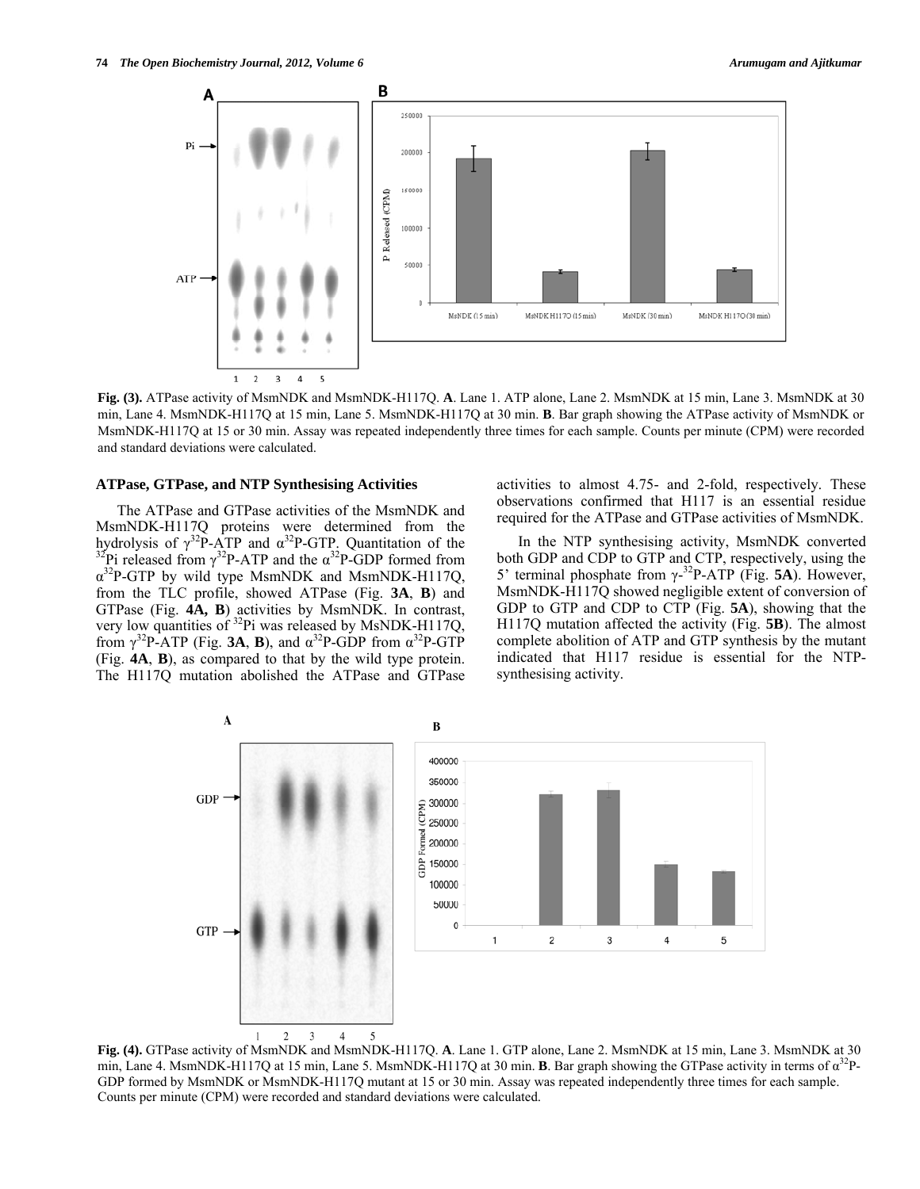Fig. (3). ATPase activity of MsmNDK and MsmNDK-H117Q. **A**. Lane 1. ATP alone, Lane 2. MsmNDK at 15 min, Lane 3. MsmNDK at 30 min, Lane 4. MsmNDK-H117Q at 15 min, Lane 5. MsmNDK-H117Q at 30 min. **B**. Bar graph showing the ATPase activity of MsmNDK or MsmNDK-H117Q at 15 or 30 min. Assay was repeated independently three times for each sample. Counts per minute (CPM) were recorded and standard deviations were calculated.

### ATPase, GTPase, and NTP Synthesising Activities

The ATPase and GTPase activities of the MsmNDK and MsmNDK-H117Q proteins were determined from the hydrolysis of $\gamma^{32}$P-ATP and $\alpha^{32}$P-GTP. Quantitation of the $^{32}$Pi released from $\gamma^{32}$P-ATP and the $\alpha^{32}$P-GDP formed from $\alpha^{32}$P-GTP by wild type MsmNDK and MsmNDK-H117Q, from the TLC profile, showed ATPase (Fig. **3A**, **B**) and GTPase (Fig. **4A, B**) activities by MsmNDK. In contrast, very low quantities of $^{32}$Pi was released by MsNDK-H117Q, from $\gamma^{32}$P-ATP (Fig. **3A**, **B**), and $\alpha^{32}$P-GDP from $\alpha^{32}$P-GTP (Fig. **4A**, **B**), as compared to that by the wild type protein. The H117Q mutation abolished the ATPase and GTPase activities to almost 4.75- and 2-fold, respectively. These observations confirmed that H117 is an essential residue required for the ATPase and GTPase activities of MsmNDK.

In the NTP synthesising activity, MsmNDK converted both GDP and CDP to GTP and CTP, respectively, using the 5' terminal phosphate from $\gamma$-$^{32}$P-ATP (Fig. **5A**). However, MsmNDK-H117Q showed negligible extent of conversion of GDP to GTP and CDP to CTP (Fig. **5A**), showing that the H117Q mutation affected the activity (Fig. **5B**). The almost complete abolition of ATP and GTP synthesis by the mutant indicated that H117 residue is essential for the NTP-synthesising activity.

Fig. (4). GTPase activity of MsmNDK and MsmNDK-H117Q. **A**. Lane 1. GTP alone, Lane 2. MsmNDK at 15 min, Lane 3. MsmNDK at 30 min, Lane 4. MsmNDK-H117Q at 15 min, Lane 5. MsmNDK-H117Q at 30 min. **B**. Bar graph showing the GTPase activity in terms of $\alpha^{32}$P-GDP formed by MsmNDK or MsmNDK-H117Q mutant at 15 or 30 min. Assay was repeated independently three times for each sample. Counts per minute (CPM) were recorded and standard deviations were calculated.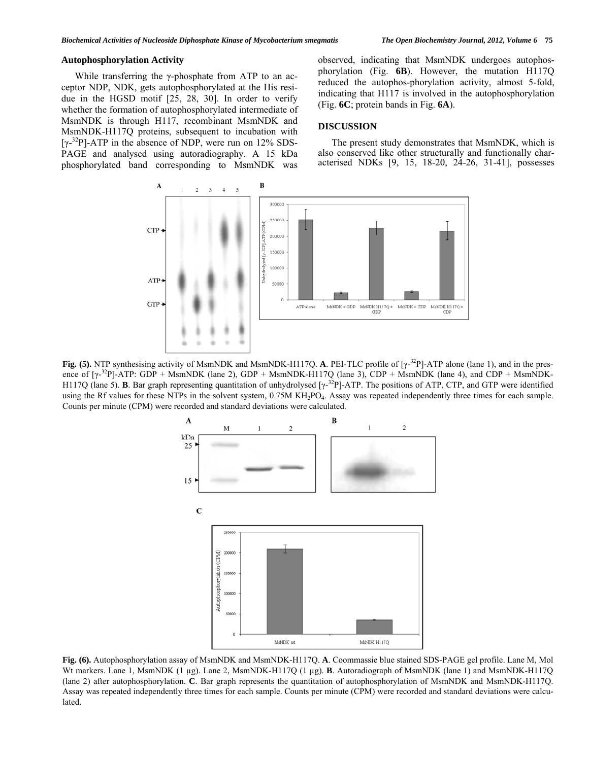### Autophosphorylation Activity

While transferring the γ-phosphate from ATP to an acceptor NDP, NDK, gets autophosphorylated at the His residue in the HGSD motif [25, 28, 30]. In order to verify whether the formation of autophosphorylated intermediate of MsmNDK is through H117, recombinant MsmNDK and MsmNDK-H117Q proteins, subsequent to incubation with [γ-$^{32}$P]-ATP in the absence of NDP, were run on 12% SDS-PAGE and analysed using autoradiography. A 15 kDa phosphorylated band corresponding to MsmNDK was observed, indicating that MsmNDK undergoes autophosphorylation (Fig. **6B**). However, the mutation H117Q reduced the autophos-phorylation activity, almost 5-fold, indicating that H117 is involved in the autophosphorylation (Fig. **6C**; protein bands in Fig. **6A**).

## DISCUSSION

The present study demonstrates that MsmNDK, which is also conserved like other structurally and functionally characterised NDKs [9, 15, 18-20, 24-26, 31-41], possesses

**Fig. (5).** NTP synthesising activity of MsmNDK and MsmNDK-H117Q. **A**. PEI-TLC profile of [γ-$^{32}$P]-ATP alone (lane 1), and in the presence of [γ-$^{32}$P]-ATP: GDP + MsmNDK (lane 2), GDP + MsmNDK-H117Q (lane 3), CDP + MsmNDK (lane 4), and CDP + MsmNDK-H117Q (lane 5). **B**. Bar graph representing quantitation of unhydrolysed [γ-$^{32}$P]-ATP. The positions of ATP, CTP, and GTP were identified using the Rf values for these NTPs in the solvent system, 0.75M $KH_2PO_4$. Assay was repeated independently three times for each sample. Counts per minute (CPM) were recorded and standard deviations were calculated.

**Fig. (6).** Autophosphorylation assay of MsmNDK and MsmNDK-H117Q. **A**. Coommassie blue stained SDS-PAGE gel profile. Lane M, Mol Wt markers. Lane 1, MsmNDK (1 µg). Lane 2, MsmNDK-H117Q (1 µg). **B**. Autoradiograph of MsmNDK (lane 1) and MsmNDK-H117Q (lane 2) after autophosphorylation. **C**. Bar graph represents the quantitation of autophosphorylation of MsmNDK and MsmNDK-H117Q. Assay was repeated independently three times for each sample. Counts per minute (CPM) were recorded and standard deviations were calculated.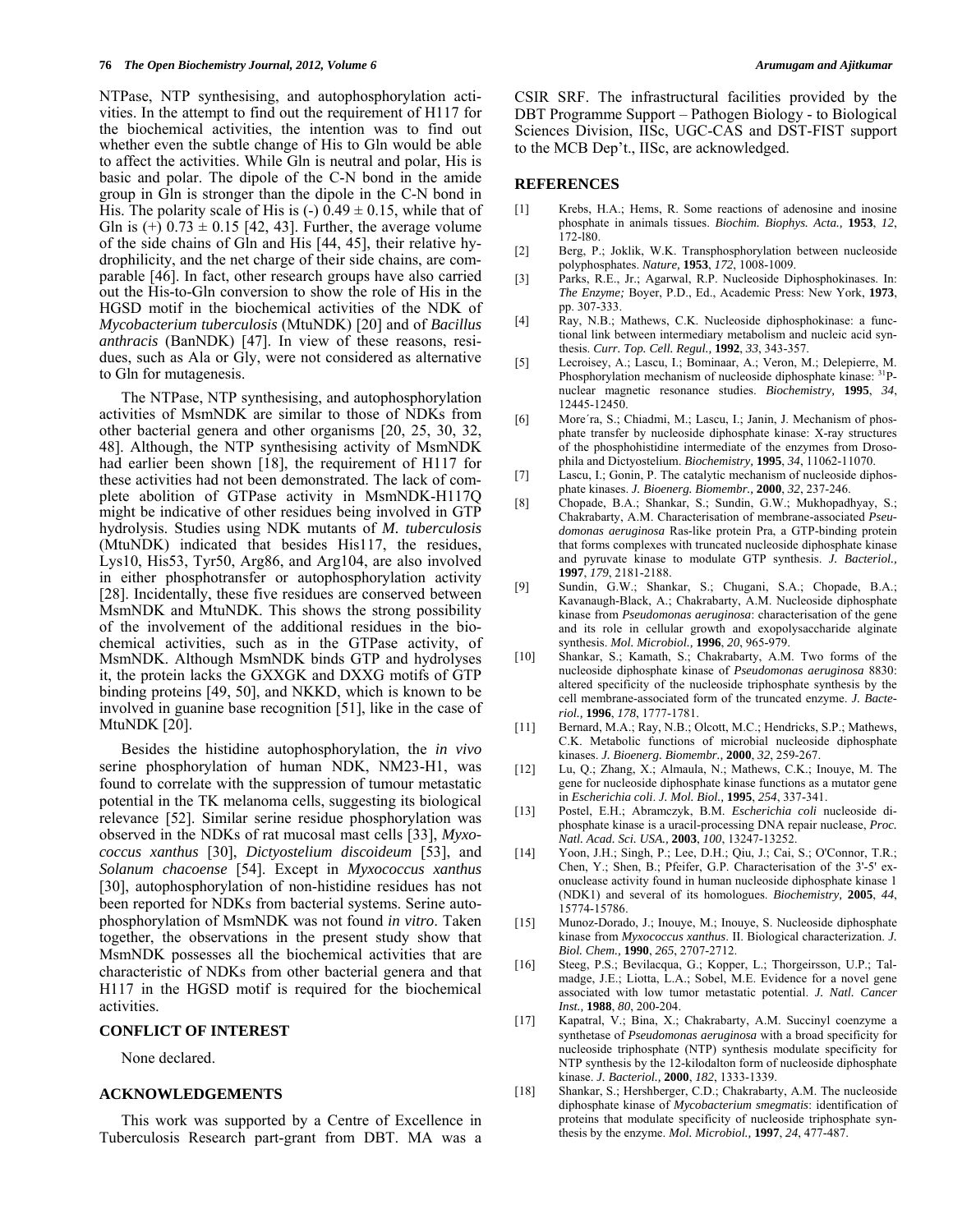NTPase, NTP synthesising, and autophosphorylation activities. In the attempt to find out the requirement of H117 for the biochemical activities, the intention was to find out whether even the subtle change of His to Gln would be able to affect the activities. While Gln is neutral and polar, His is basic and polar. The dipole of the C-N bond in the amide group in Gln is stronger than the dipole in the C-N bond in His. The polarity scale of His is (-) $0.49 \pm 0.15$, while that of Gln is (+) $0.73 \pm 0.15$ [42, 43]. Further, the average volume of the side chains of Gln and His [44, 45], their relative hydrophilicity, and the net charge of their side chains, are comparable [46]. In fact, other research groups have also carried out the His-to-Gln conversion to show the role of His in the HGSD motif in the biochemical activities of the NDK of *Mycobacterium tuberculosis* (MtuNDK) [20] and of *Bacillus anthracis* (BanNDK) [47]. In view of these reasons, residues, such as Ala or Gly, were not considered as alternative to Gln for mutagenesis.

The NTPase, NTP synthesising, and autophosphorylation activities of MsmNDK are similar to those of NDKs from other bacterial genera and other organisms [20, 25, 30, 32, 48]. Although, the NTP synthesising activity of MsmNDK had earlier been shown [18], the requirement of H117 for these activities had not been demonstrated. The lack of complete abolition of GTPase activity in MsmNDK-H117Q might be indicative of other residues being involved in GTP hydrolysis. Studies using NDK mutants of *M. tuberculosis* (MtuNDK) indicated that besides His117, the residues, Lys10, His53, Tyr50, Arg86, and Arg104, are also involved in either phosphotransfer or autophosphorylation activity [28]. Incidentally, these five residues are conserved between MsmNDK and MtuNDK. This shows the strong possibility of the involvement of the additional residues in the biochemical activities, such as in the GTPase activity, of MsmNDK. Although MsmNDK binds GTP and hydrolyses it, the protein lacks the GXXGK and DXXG motifs of GTP binding proteins [49, 50], and NKKD, which is known to be involved in guanine base recognition [51], like in the case of MtuNDK [20].

Besides the histidine autophosphorylation, the *in vivo* serine phosphorylation of human NDK, NM23-H1, was found to correlate with the suppression of tumour metastatic potential in the TK melanoma cells, suggesting its biological relevance [52]. Similar serine residue phosphorylation was observed in the NDKs of rat mucosal mast cells [33], *Myxococcus xanthus* [30], *Dictyostelium discoideum* [53], and *Solanum chacoense* [54]. Except in *Myxococcus xanthus* [30], autophosphorylation of non-histidine residues has not been reported for NDKs from bacterial systems. Serine autophosphorylation of MsmNDK was not found *in vitro*. Taken together, the observations in the present study show that MsmNDK possesses all the biochemical activities that are characteristic of NDKs from other bacterial genera and that H117 in the HGSD motif is required for the biochemical activities.

## CONFLICT OF INTEREST

None declared.

## ACKNOWLEDGEMENTS

This work was supported by a Centre of Excellence in Tuberculosis Research part-grant from DBT. MA was a CSIR SRF. The infrastructural facilities provided by the DBT Programme Support – Pathogen Biology - to Biological Sciences Division, IISc, UGC-CAS and DST-FIST support to the MCB Dep't., IISc, are acknowledged.

## REFERENCES

[1] Krebs, H.A.; Hems, R. Some reactions of adenosine and inosine phosphate in animals tissues. *Biochim. Biophys. Acta.,* **1953**, *12*, 172-l80.

[2] Berg, P.; Joklik, W.K. Transphosphorylation between nucleoside polyphosphates. *Nature,* **1953**, *172*, 1008-1009.

[3] Parks, R.E., Jr.; Agarwal, R.P. Nucleoside Diphosphokinases. In: *The Enzyme;* Boyer, P.D., Ed., Academic Press: New York, **1973**, pp. 307-333.

[4] Ray, N.B.; Mathews, C.K. Nucleoside diphosphokinase: a functional link between intermediary metabolism and nucleic acid synthesis. *Curr. Top. Cell. Regul.,* **1992**, *33*, 343-357.

[5] Lecroisey, A.; Lascu, I.; Bominaar, A.; Veron, M.; Delepierre, M. Phosphorylation mechanism of nucleoside diphosphate kinase: $^{31}$P-nuclear magnetic resonance studies. *Biochemistry,* **1995**, *34*, 12445-12450.

[6] More´ra, S.; Chiadmi, M.; Lascu, I.; Janin, J. Mechanism of phosphate transfer by nucleoside diphosphate kinase: X-ray structures of the phosphohistidine intermediate of the enzymes from Drosophila and Dictyostelium. *Biochemistry,* **1995**, *34*, 11062-11070.

[7] Lascu, I.; Gonin, P. The catalytic mechanism of nucleoside diphosphate kinases. *J. Bioenerg. Biomembr.,* **2000**, *32*, 237-246.

[8] Chopade, B.A.; Shankar, S.; Sundin, G.W.; Mukhopadhyay, S.; Chakrabarty, A.M. Characterisation of membrane-associated *Pseudomonas aeruginosa* Ras-like protein Pra, a GTP-binding protein that forms complexes with truncated nucleoside diphosphate kinase and pyruvate kinase to modulate GTP synthesis. *J. Bacteriol.,* **1997**, *179*, 2181-2188.

[9] Sundin, G.W.; Shankar, S.; Chugani, S.A.; Chopade, B.A.; Kavanaugh-Black, A.; Chakrabarty, A.M. Nucleoside diphosphate kinase from *Pseudomonas aeruginosa*: characterisation of the gene and its role in cellular growth and exopolysaccharide alginate synthesis. *Mol. Microbiol.,* **1996**, *20*, 965-979.

[10] Shankar, S.; Kamath, S.; Chakrabarty, A.M. Two forms of the nucleoside diphosphate kinase of *Pseudomonas aeruginosa* 8830: altered specificity of the nucleoside triphosphate synthesis by the cell membrane-associated form of the truncated enzyme. *J. Bacteriol.,* **1996**, *178*, 1777-1781.

[11] Bernard, M.A.; Ray, N.B.; Olcott, M.C.; Hendricks, S.P.; Mathews, C.K. Metabolic functions of microbial nucleoside diphosphate kinases. *J. Bioenerg. Biomembr.,* **2000**, *32*, 259-267.

[12] Lu, Q.; Zhang, X.; Almaula, N.; Mathews, C.K.; Inouye, M. The gene for nucleoside diphosphate kinase functions as a mutator gene in *Escherichia coli*. *J. Mol. Biol.,* **1995**, *254*, 337-341.

[13] Postel, E.H.; Abramczyk, B.M. *Escherichia coli* nucleoside diphosphate kinase is a uracil-processing DNA repair nuclease, *Proc. Natl. Acad. Sci. USA.,* **2003**, *100*, 13247-13252.

[14] Yoon, J.H.; Singh, P.; Lee, D.H.; Qiu, J.; Cai, S.; O'Connor, T.R.; Chen, Y.; Shen, B.; Pfeifer, G.P. Characterisation of the 3'-5' exonuclease activity found in human nucleoside diphosphate kinase 1 (NDK1) and several of its homologues. *Biochemistry,* **2005**, *44*, 15774-15786.

[15] Munoz-Dorado, J.; Inouye, M.; Inouye, S. Nucleoside diphosphate kinase from *Myxococcus xanthus*. II. Biological characterization. *J. Biol. Chem.,* **1990**, *265*, 2707-2712.

[16] Steeg, P.S.; Bevilacqua, G.; Kopper, L.; Thorgeirsson, U.P.; Talmadge, J.E.; Liotta, L.A.; Sobel, M.E. Evidence for a novel gene associated with low tumor metastatic potential. *J. Natl. Cancer Inst.,* **1988**, *80*, 200-204.

[17] Kapatral, V.; Bina, X.; Chakrabarty, A.M. Succinyl coenzyme a synthetase of *Pseudomonas aeruginosa* with a broad specificity for nucleoside triphosphate (NTP) synthesis modulate specificity for NTP synthesis by the 12-kilodalton form of nucleoside diphosphate kinase. *J. Bacteriol.,* **2000**, *182*, 1333-1339.

[18] Shankar, S.; Hershberger, C.D.; Chakrabarty, A.M. The nucleoside diphosphate kinase of *Mycobacterium smegmatis*: identification of proteins that modulate specificity of nucleoside triphosphate synthesis by the enzyme. *Mol. Microbiol.,* **1997**, *24*, 477-487.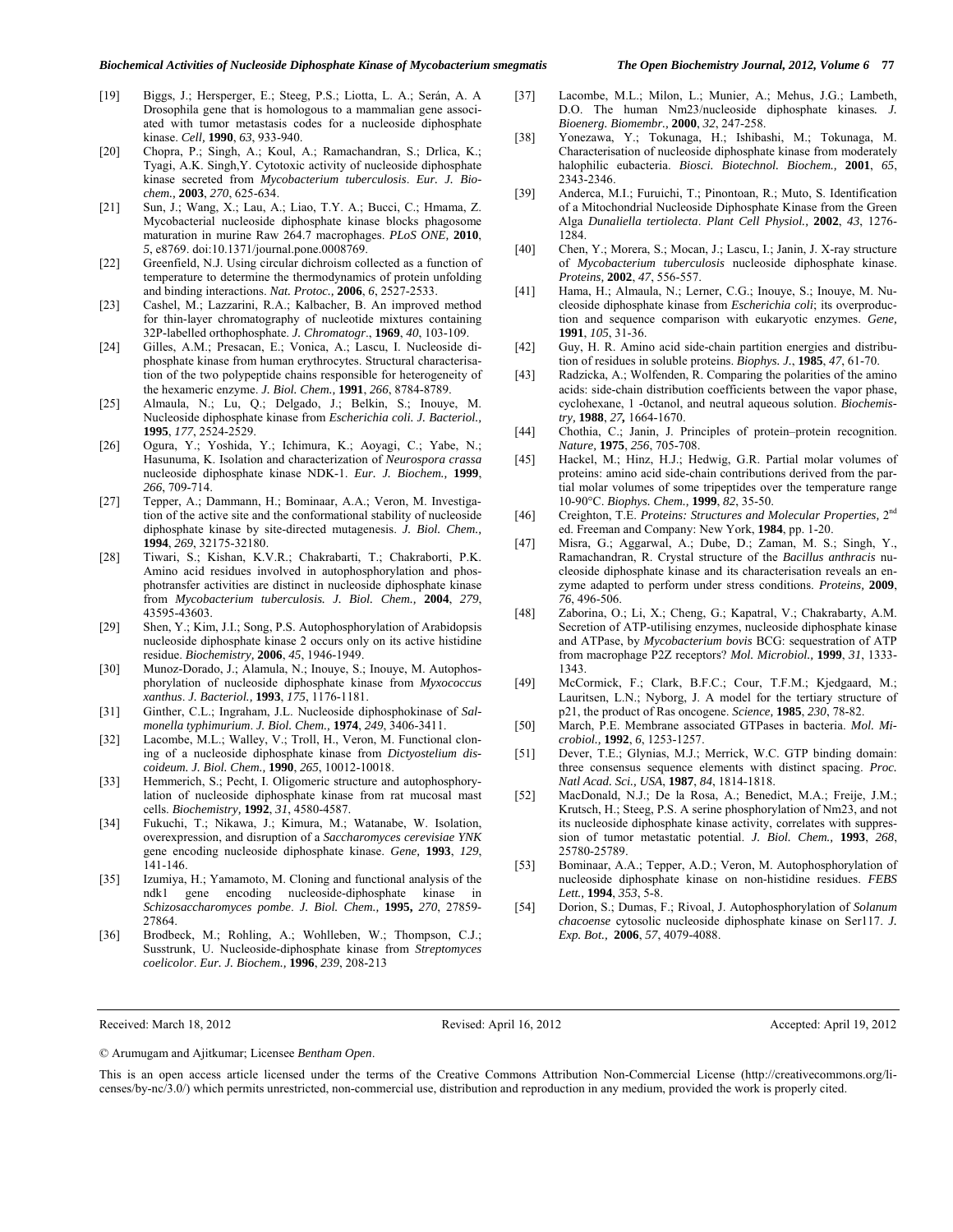[19] Biggs, J.; Hersperger, E.; Steeg, P.S.; Liotta, L. A.; Serán, A. A Drosophila gene that is homologous to a mammalian gene associated with tumor metastasis codes for a nucleoside diphosphate kinase. *Cell,* **1990**, *63*, 933-940.

[20] Chopra, P.; Singh, A.; Koul, A.; Ramachandran, S.; Drlica, K.; Tyagi, A.K. Singh,Y. Cytotoxic activity of nucleoside diphosphate kinase secreted from *Mycobacterium tuberculosis*. *Eur. J. Biochem.,* **2003**, *270*, 625-634.

[21] Sun, J.; Wang, X.; Lau, A.; Liao, T.Y. A.; Bucci, C.; Hmama, Z. Mycobacterial nucleoside diphosphate kinase blocks phagosome maturation in murine Raw 264.7 macrophages. *PLoS ONE,* **2010**, *5*, e8769. doi:10.1371/journal.pone.0008769.

[22] Greenfield, N.J. Using circular dichroism collected as a function of temperature to determine the thermodynamics of protein unfolding and binding interactions. *Nat. Protoc.,* **2006**, *6*, 2527-2533.

[23] Cashel, M.; Lazzarini, R.A.; Kalbacher, B. An improved method for thin-layer chromatography of nucleotide mixtures containing 32P-labelled orthophosphate. *J. Chromatogr*., **1969**, *40*, 103-109.

[24] Gilles, A.M.; Presacan, E.; Vonica, A.; Lascu, I. Nucleoside diphosphate kinase from human erythrocytes. Structural characterisation of the two polypeptide chains responsible for heterogeneity of the hexameric enzyme. *J. Biol. Chem.,* **1991**, *266*, 8784-8789.

[25] Almaula, N.; Lu, Q.; Delgado, J.; Belkin, S.; Inouye, M. Nucleoside diphosphate kinase from *Escherichia coli. J. Bacteriol.,* **1995**, *177*, 2524-2529.

[26] Ogura, Y.; Yoshida, Y.; Ichimura, K.; Aoyagi, C.; Yabe, N.; Hasunuma, K. Isolation and characterization of *Neurospora crassa* nucleoside diphosphate kinase NDK-1. *Eur. J. Biochem.,* **1999**, *266*, 709-714.

[27] Tepper, A.; Dammann, H.; Bominaar, A.A.; Veron, M. Investigation of the active site and the conformational stability of nucleoside diphosphate kinase by site-directed mutagenesis. *J. Biol. Chem.,* **1994**, *269*, 32175-32180.

[28] Tiwari, S.; Kishan, K.V.R.; Chakrabarti, T.; Chakraborti, P.K. Amino acid residues involved in autophosphorylation and phosphotransfer activities are distinct in nucleoside diphosphate kinase from *Mycobacterium tuberculosis. J. Biol. Chem.,* **2004**, *279*, 43595-43603.

[29] Shen, Y.; Kim, J.I.; Song, P.S. Autophosphorylation of Arabidopsis nucleoside diphosphate kinase 2 occurs only on its active histidine residue. *Biochemistry,* **2006**, *45*, 1946-1949.

[30] Munoz-Dorado, J.; Alamula, N.; Inouye, S.; Inouye, M. Autophosphorylation of nucleoside diphosphate kinase from *Myxococcus xanthus*. *J. Bacteriol.,* **1993**, *175*, 1176-1181.

[31] Ginther, C.L.; Ingraham, J.L. Nucleoside diphosphokinase of *Salmonella typhimurium*. *J. Biol. Chem.,* **1974**, *249*, 3406-3411.

[32] Lacombe, M.L.; Walley, V.; Troll, H., Veron, M. Functional cloning of a nucleoside diphosphate kinase from *Dictyostelium discoideum. J. Biol. Chem.,* **1990**, *265*, 10012-10018.

[33] Hemmerich, S.; Pecht, I. Oligomeric structure and autophosphorylation of nucleoside diphosphate kinase from rat mucosal mast cells. *Biochemistry,* **1992**, *31*, 4580-4587.

[34] Fukuchi, T.; Nikawa, J.; Kimura, M.; Watanabe, W. Isolation, overexpression, and disruption of a *Saccharomyces cerevisiae YNK* gene encoding nucleoside diphosphate kinase. *Gene,* **1993**, *129*, 141-146.

[35] Izumiya, H.; Yamamoto, M. Cloning and functional analysis of the ndk1 gene encoding nucleoside-diphosphate kinase in *Schizosaccharomyces pombe*. *J. Biol. Chem.,* **1995,** *270*, 27859-27864.

[36] Brodbeck, M.; Rohling, A.; Wohlleben, W.; Thompson, C.J.; Susstrunk, U. Nucleoside-diphosphate kinase from *Streptomyces coelicolor*. *Eur. J. Biochem.,* **1996**, *239*, 208-213

[37] Lacombe, M.L.; Milon, L.; Munier, A.; Mehus, J.G.; Lambeth, D.O. The human Nm23/nucleoside diphosphate kinases*. J. Bioenerg. Biomembr.,* **2000**, *32*, 247-258.

[38] Yonezawa, Y.; Tokunaga, H.; Ishibashi, M.; Tokunaga, M. Characterisation of nucleoside diphosphate kinase from moderately halophilic eubacteria. *Biosci. Biotechnol. Biochem.,* **2001**, *65*, 2343-2346.

[39] Anderca, M.I.; Furuichi, T.; Pinontoan, R.; Muto, S. Identification of a Mitochondrial Nucleoside Diphosphate Kinase from the Green Alga *Dunaliella tertiolecta*. *Plant Cell Physiol.,* **2002**, *43*, 1276-1284.

[40] Chen, Y.; Morera, S.; Mocan, J.; Lascu, I.; Janin, J. X-ray structure of *Mycobacterium tuberculosis* nucleoside diphosphate kinase. *Proteins,* **2002**, *47*, 556-557.

[41] Hama, H.; Almaula, N.; Lerner, C.G.; Inouye, S.; Inouye, M. Nucleoside diphosphate kinase from *Escherichia coli*; its overproduction and sequence comparison with eukaryotic enzymes. *Gene,* **1991**, *105*, 31-36.

[42] Guy, H. R. Amino acid side-chain partition energies and distribution of residues in soluble proteins. *Biophys. J*., **1985**, *47*, 61-70.

[43] Radzicka, A.; Wolfenden, R. Comparing the polarities of the amino acids: side-chain distribution coefficients between the vapor phase, cyclohexane, 1 -0ctanol, and neutral aqueous solution. *Biochemistry,* **1988**, *27,* 1664-1670.

[44] Chothia, C.; Janin, J. Principles of protein–protein recognition. *Nature,* **1975**, *256*, 705-708.

[45] Hackel, M.; Hinz, H.J.; Hedwig, G.R. Partial molar volumes of proteins: amino acid side-chain contributions derived from the partial molar volumes of some tripeptides over the temperature range 10-90°C. *Biophys. Chem.,* **1999**, *82*, 35-50.

[46] Creighton, T.E. *Proteins: Structures and Molecular Properties,* 2nd ed. Freeman and Company: New York, **1984**, pp. 1-20.

[47] Misra, G.; Aggarwal, A.; Dube, D.; Zaman, M. S.; Singh, Y., Ramachandran, R. Crystal structure of the *Bacillus anthracis* nucleoside diphosphate kinase and its characterisation reveals an enzyme adapted to perform under stress conditions. *Proteins,* **2009**, *76*, 496-506.

[48] Zaborina, O.; Li, X.; Cheng, G.; Kapatral, V.; Chakrabarty, A.M. Secretion of ATP-utilising enzymes, nucleoside diphosphate kinase and ATPase, by *Mycobacterium bovis* BCG: sequestration of ATP from macrophage P2Z receptors? *Mol. Microbiol.,* **1999**, *31*, 1333-1343.

[49] McCormick, F.; Clark, B.F.C.; Cour, T.F.M.; Kjedgaard, M.; Lauritsen, L.N.; Nyborg, J. A model for the tertiary structure of p21, the product of Ras oncogene. *Science,* **1985**, *230*, 78-82.

[50] March, P.E. Membrane associated GTPases in bacteria. *Mol. Microbiol.,* **1992**, *6*, 1253-1257.

[51] Dever, T.E.; Glynias, M.J.; Merrick, W.C. GTP binding domain: three consensus sequence elements with distinct spacing. *Proc. Natl Acad. Sci., USA*, **1987**, *84*, 1814-1818.

[52] MacDonald, N.J.; De la Rosa, A.; Benedict, M.A.; Freije, J.M.; Krutsch, H.; Steeg, P.S. A serine phosphorylation of Nm23, and not its nucleoside diphosphate kinase activity, correlates with suppression of tumor metastatic potential. *J. Biol. Chem.,* **1993**, *268*, 25780-25789.

[53] Bominaar, A.A.; Tepper, A.D.; Veron, M. Autophosphorylation of nucleoside diphosphate kinase on non-histidine residues. *FEBS Lett.,* **1994**, *353*, 5-8.

[54] Dorion, S.; Dumas, F.; Rivoal, J. Autophosphorylation of *Solanum chacoense* cytosolic nucleoside diphosphate kinase on Ser117. *J. Exp. Bot.,* **2006**, *57*, 4079-4088.

Received: March 18, 2012 Revised: April 16, 2012 Accepted: April 19, 2012

© Arumugam and Ajitkumar; Licensee *Bentham Open*.

This is an open access article licensed under the terms of the Creative Commons Attribution Non-Commercial License (http://creativecommons.org/licenses/by-nc/3.0/) which permits unrestricted, non-commercial use, distribution and reproduction in any medium, provided the work is properly cited.